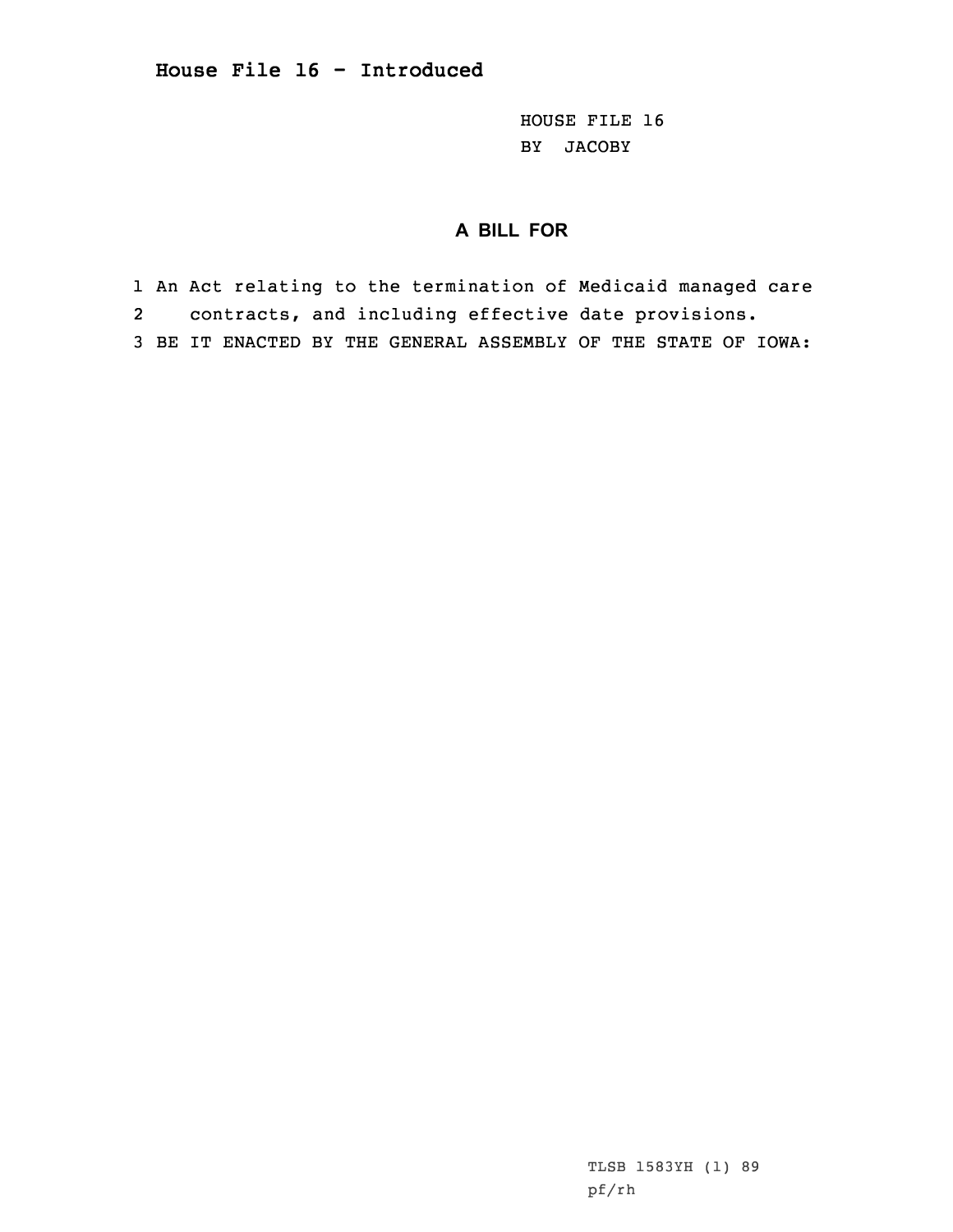## House File 16 - Introduced

HOUSE FILE 16
BY JACOBY

### A BILL FOR

1 An Act relating to the termination of Medicaid managed care
2 contracts, and including effective date provisions.
3 BE IT ENACTED BY THE GENERAL ASSEMBLY OF THE STATE OF IOWA:

TLSB 1583YH (1) 89
pf/rh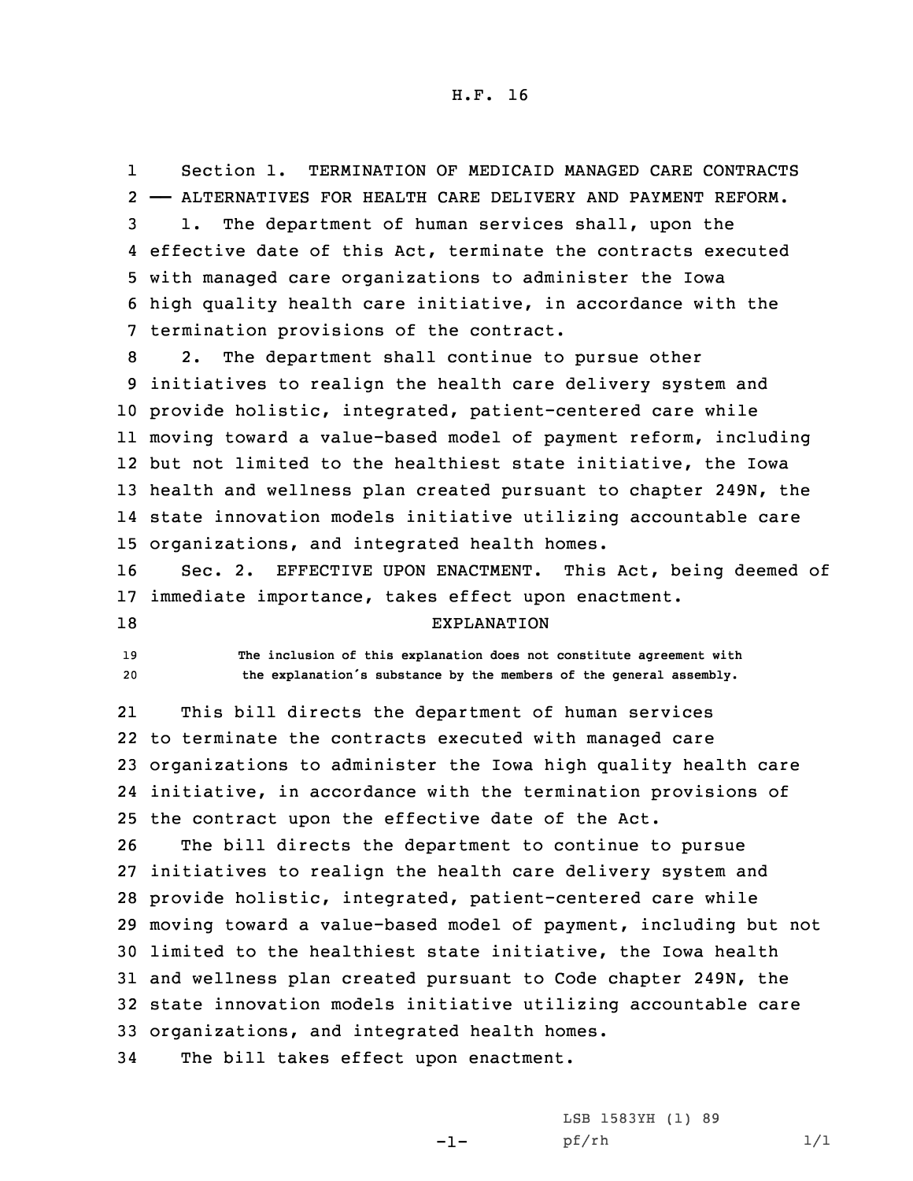Section 1. TERMINATION OF MEDICAID MANAGED CARE CONTRACTS — ALTERNATIVES FOR HEALTH CARE DELIVERY AND PAYMENT REFORM.

1. The department of human services shall, upon the effective date of this Act, terminate the contracts executed with managed care organizations to administer the Iowa high quality health care initiative, in accordance with the termination provisions of the contract.

2. The department shall continue to pursue other initiatives to realign the health care delivery system and provide holistic, integrated, patient-centered care while moving toward a value-based model of payment reform, including but not limited to the healthiest state initiative, the Iowa health and wellness plan created pursuant to chapter 249N, the state innovation models initiative utilizing accountable care organizations, and integrated health homes.

Sec. 2. EFFECTIVE UPON ENACTMENT. This Act, being deemed of immediate importance, takes effect upon enactment.

EXPLANATION

The inclusion of this explanation does not constitute agreement with the explanation's substance by the members of the general assembly.

This bill directs the department of human services to terminate the contracts executed with managed care organizations to administer the Iowa high quality health care initiative, in accordance with the termination provisions of the contract upon the effective date of the Act.

The bill directs the department to continue to pursue initiatives to realign the health care delivery system and provide holistic, integrated, patient-centered care while moving toward a value-based model of payment, including but not limited to the healthiest state initiative, the Iowa health and wellness plan created pursuant to Code chapter 249N, the state innovation models initiative utilizing accountable care organizations, and integrated health homes.

The bill takes effect upon enactment.

LSB 1583YH (1) 89
pf/rh